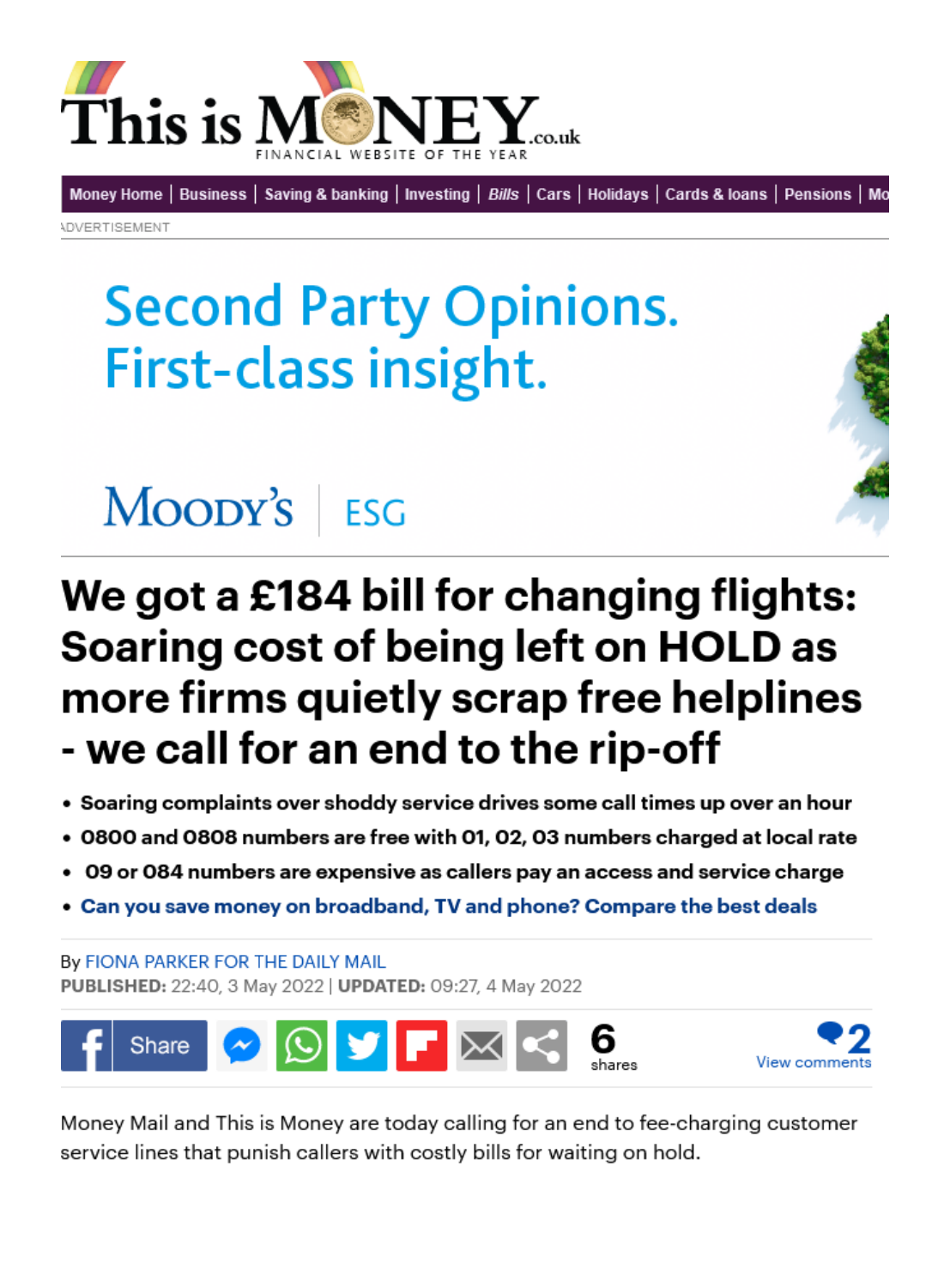# We got a £184 bill for changing flights: Soaring cost of being left on HOLD as more firms quietly scrap free helplines - we call for an end to the rip-off

- **Soaring complaints over shoddy service drives some call times up over an hour**
- **0800 and 0808 numbers are free with 01, 02, 03 numbers charged at local rate**
- **09 or 084 numbers are expensive as callers pay an access and service charge**
- **Can you save money on broadband, TV and phone? Compare the best deals**

By FIONA PARKER FOR THE DAILY MAIL
**PUBLISHED:** 22:40, 3 May 2022 | **UPDATED:** 09:27, 4 May 2022

Money Mail and This is Money are today calling for an end to fee-charging customer service lines that punish callers with costly bills for waiting on hold.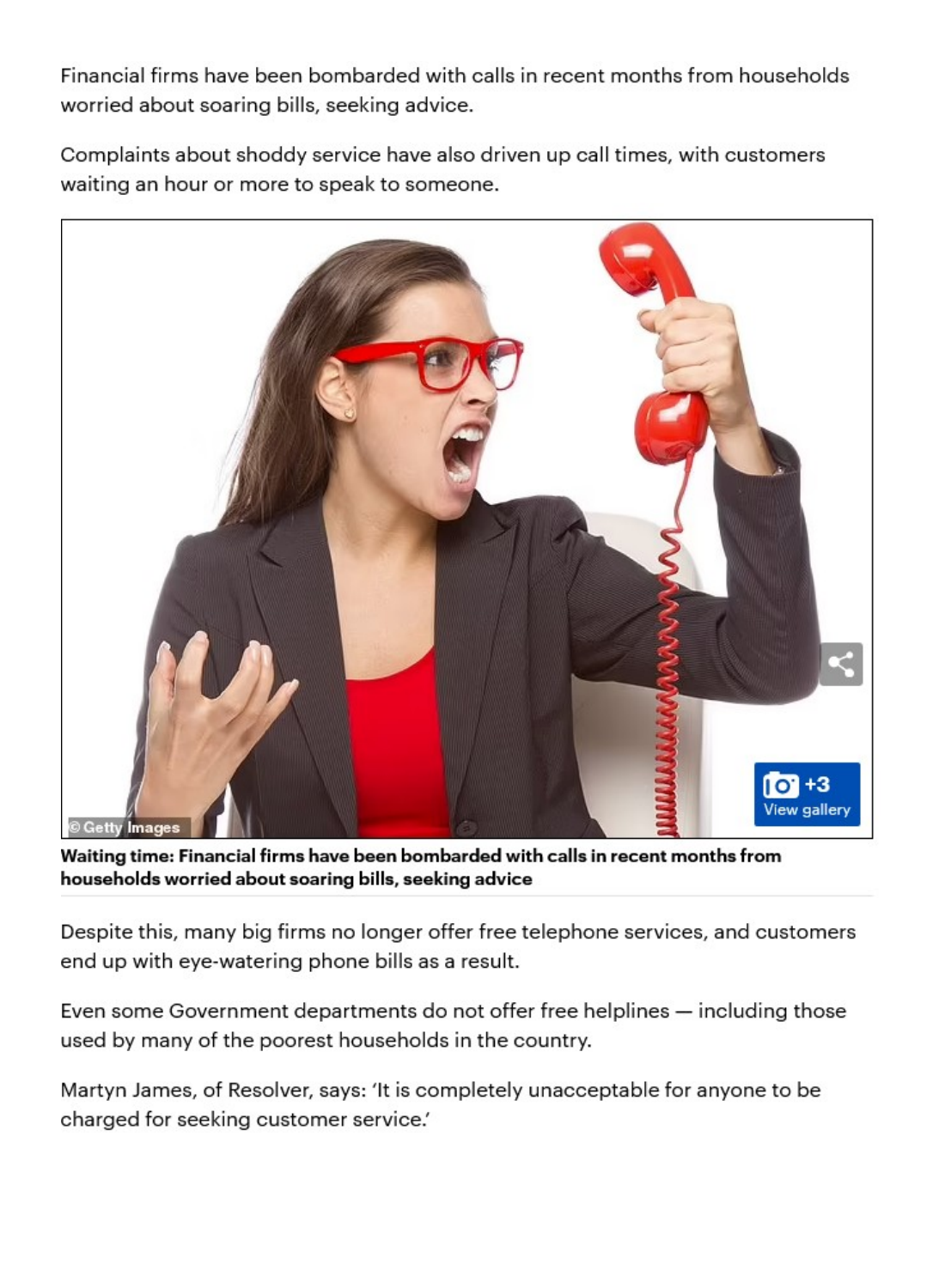Financial firms have been bombarded with calls in recent months from households worried about soaring bills, seeking advice.

Complaints about shoddy service have also driven up call times, with customers waiting an hour or more to speak to someone.

**Waiting time: Financial firms have been bombarded with calls in recent months from households worried about soaring bills, seeking advice**

Despite this, many big firms no longer offer free telephone services, and customers end up with eye-watering phone bills as a result.

Even some Government departments do not offer free helplines — including those used by many of the poorest households in the country.

Martyn James, of Resolver, says: 'It is completely unacceptable for anyone to be charged for seeking customer service.'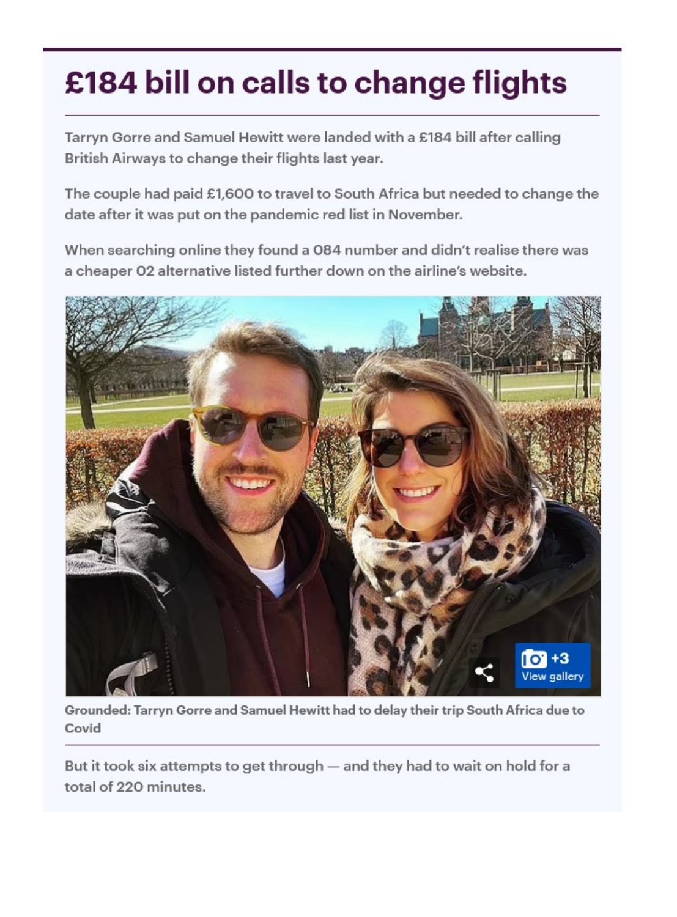## £184 bill on calls to change flights

Tarryn Gorre and Samuel Hewitt were landed with a £184 bill after calling British Airways to change their flights last year.

The couple had paid £1,600 to travel to South Africa but needed to change the date after it was put on the pandemic red list in November.

When searching online they found a 084 number and didn't realise there was a cheaper 02 alternative listed further down on the airline's website.

**Grounded: Tarryn Gorre and Samuel Hewitt had to delay their trip South Africa due to Covid**

But it took six attempts to get through — and they had to wait on hold for a total of 220 minutes.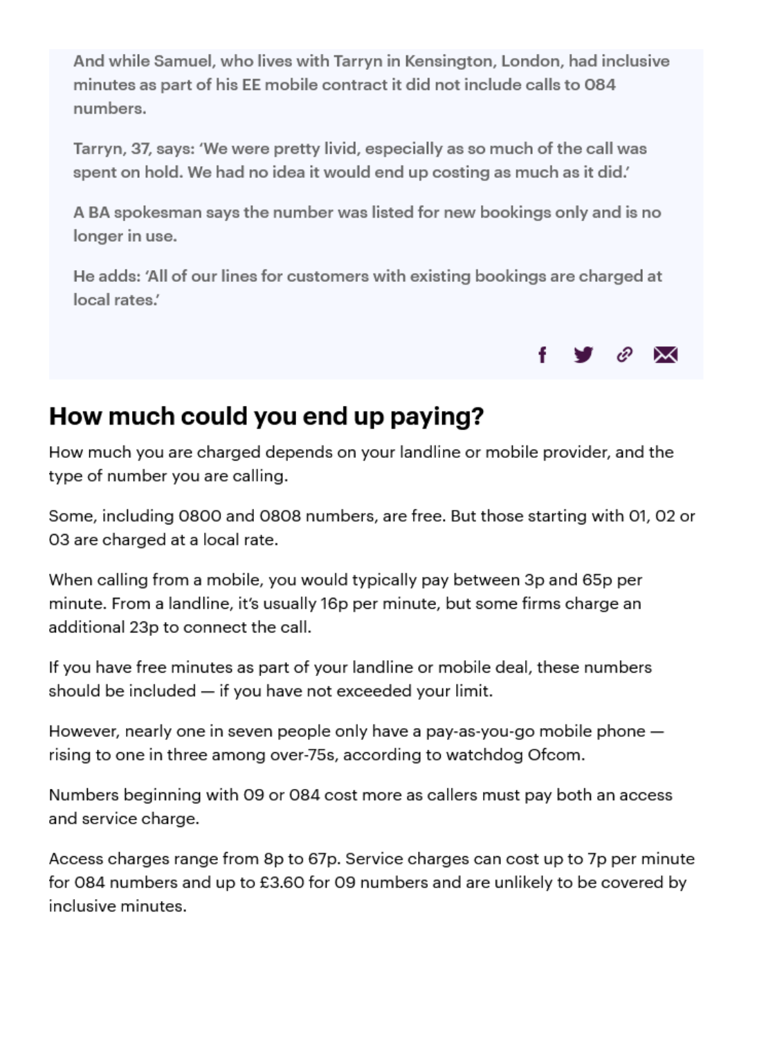And while Samuel, who lives with Tarryn in Kensington, London, had inclusive minutes as part of his EE mobile contract it did not include calls to 084 numbers.

Tarryn, 37, says: 'We were pretty livid, especially as so much of the call was spent on hold. We had no idea it would end up costing as much as it did.'

A BA spokesman says the number was listed for new bookings only and is no longer in use.

He adds: 'All of our lines for customers with existing bookings are charged at local rates.'

## How much could you end up paying?

How much you are charged depends on your landline or mobile provider, and the type of number you are calling.

Some, including 0800 and 0808 numbers, are free. But those starting with 01, 02 or 03 are charged at a local rate.

When calling from a mobile, you would typically pay between 3p and 65p per minute. From a landline, it's usually 16p per minute, but some firms charge an additional 23p to connect the call.

If you have free minutes as part of your landline or mobile deal, these numbers should be included — if you have not exceeded your limit.

However, nearly one in seven people only have a pay-as-you-go mobile phone — rising to one in three among over-75s, according to watchdog Ofcom.

Numbers beginning with 09 or 084 cost more as callers must pay both an access and service charge.

Access charges range from 8p to 67p. Service charges can cost up to 7p per minute for 084 numbers and up to £3.60 for 09 numbers and are unlikely to be covered by inclusive minutes.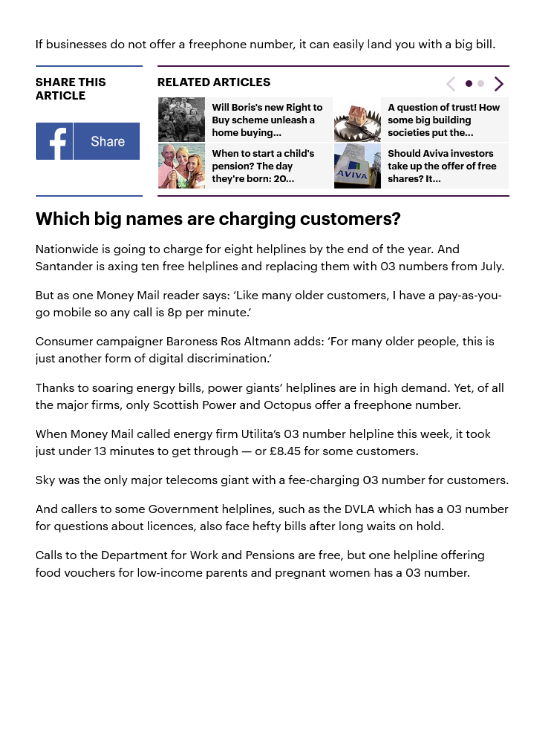If businesses do not offer a freephone number, it can easily land you with a big bill.

**SHARE THIS ARTICLE**

Share

**RELATED ARTICLES**

**Will Boris's new Right to Buy scheme unleash a home buying...**

**A question of trust! How some big building societies put the...**

**When to start a child's pension? The day they're born: 20...**

**Should Aviva investors take up the offer of free shares? It...**

## Which big names are charging customers?

Nationwide is going to charge for eight helplines by the end of the year. And Santander is axing ten free helplines and replacing them with 03 numbers from July.

But as one Money Mail reader says: 'Like many older customers, I have a pay-as-you-go mobile so any call is 8p per minute.'

Consumer campaigner Baroness Ros Altmann adds: 'For many older people, this is just another form of digital discrimination.'

Thanks to soaring energy bills, power giants' helplines are in high demand. Yet, of all the major firms, only Scottish Power and Octopus offer a freephone number.

When Money Mail called energy firm Utilita's 03 number helpline this week, it took just under 13 minutes to get through — or £8.45 for some customers.

Sky was the only major telecoms giant with a fee-charging 03 number for customers.

And callers to some Government helplines, such as the DVLA which has a 03 number for questions about licences, also face hefty bills after long waits on hold.

Calls to the Department for Work and Pensions are free, but one helpline offering food vouchers for low-income parents and pregnant women has a 03 number.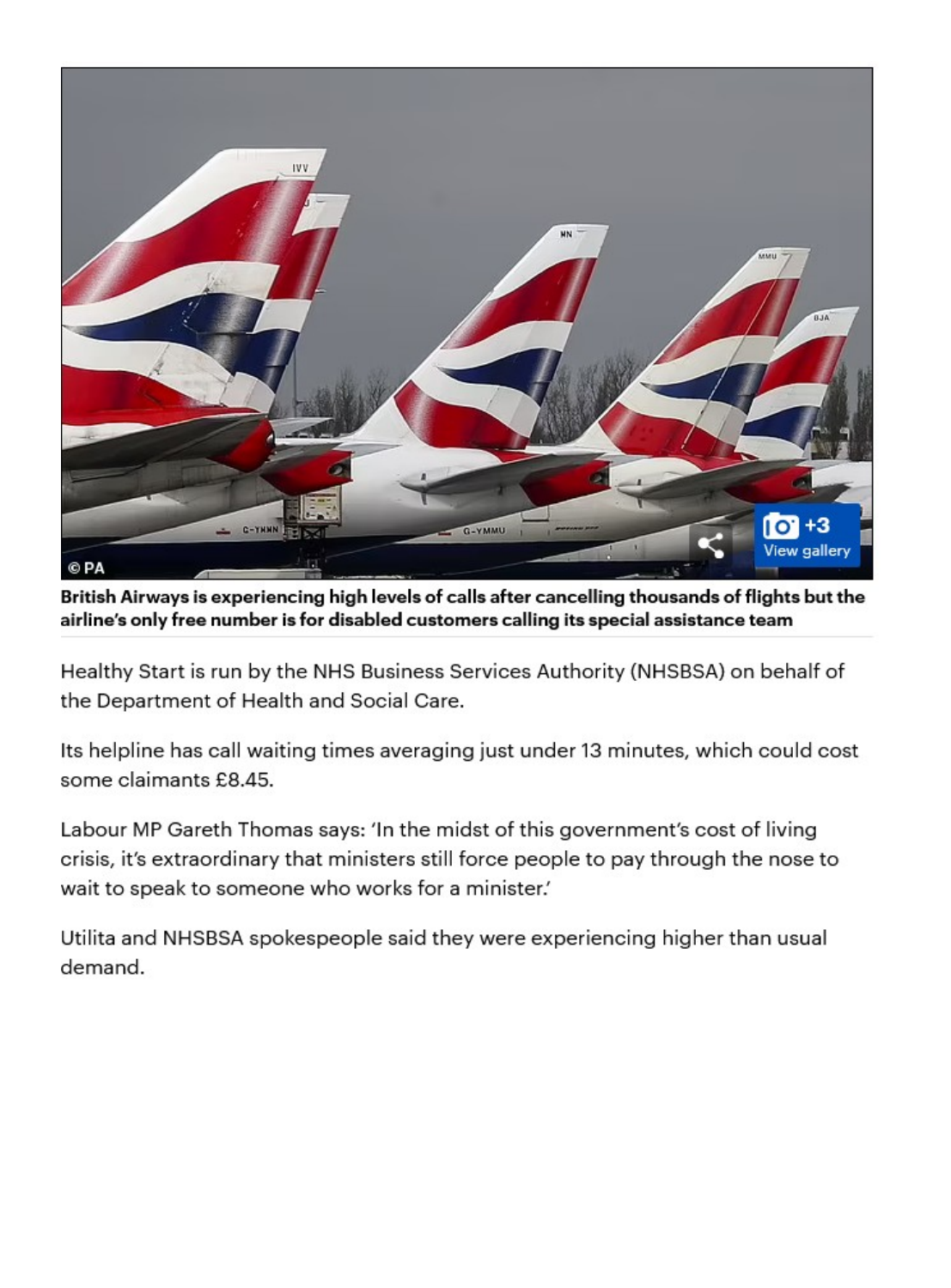**British Airways is experiencing high levels of calls after cancelling thousands of flights but the airline's only free number is for disabled customers calling its special assistance team**

Healthy Start is run by the NHS Business Services Authority (NHSBSA) on behalf of the Department of Health and Social Care.

Its helpline has call waiting times averaging just under 13 minutes, which could cost some claimants £8.45.

Labour MP Gareth Thomas says: 'In the midst of this government's cost of living crisis, it's extraordinary that ministers still force people to pay through the nose to wait to speak to someone who works for a minister.'

Utilita and NHSBSA spokespeople said they were experiencing higher than usual demand.